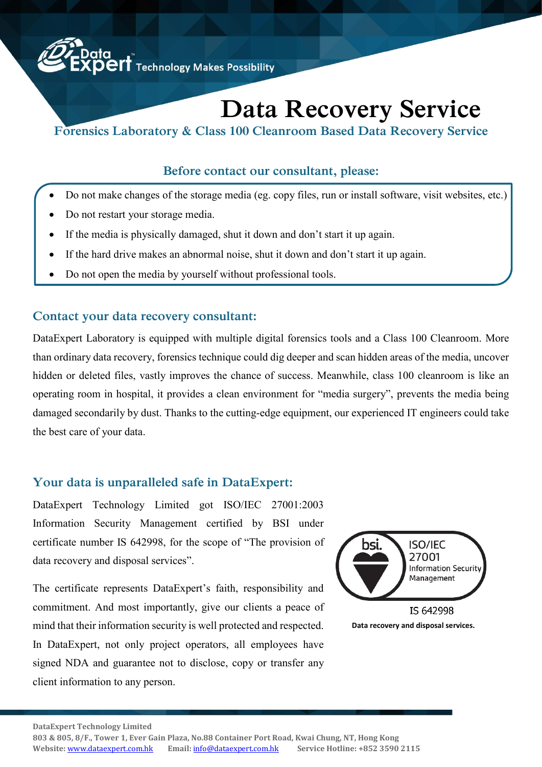DataExpert Technology Makes Possibility

# Data Recovery Service

## Forensics Laboratory & Class 100 Cleanroom Based Data Recovery Service

### Before contact our consultant, please:

- Do not make changes of the storage media (eg. copy files, run or install software, visit websites, etc.)
- Do not restart your storage media.
- If the media is physically damaged, shut it down and don't start it up again.
- If the hard drive makes an abnormal noise, shut it down and don't start it up again.
- Do not open the media by yourself without professional tools.

### Contact your data recovery consultant:

DataExpert Laboratory is equipped with multiple digital forensics tools and a Class 100 Cleanroom. More than ordinary data recovery, forensics technique could dig deeper and scan hidden areas of the media, uncover hidden or deleted files, vastly improves the chance of success. Meanwhile, class 100 cleanroom is like an operating room in hospital, it provides a clean environment for "media surgery", prevents the media being damaged secondarily by dust. Thanks to the cutting-edge equipment, our experienced IT engineers could take the best care of your data.

### Your data is unparalleled safe in DataExpert:

DataExpert Technology Limited got ISO/IEC 27001:2003 Information Security Management certified by BSI under certificate number IS 642998, for the scope of "The provision of data recovery and disposal services".

The certificate represents DataExpert's faith, responsibility and commitment. And most importantly, give our clients a peace of mind that their information security is well protected and respected. In DataExpert, not only project operators, all employees have signed NDA and guarantee not to disclose, copy or transfer any client information to any person.

bsi. ISO/IEC 27001 Information Security Management

IS 642998

**Data recovery and disposal services.**

**DataExpert Technology Limited**
**803 & 805, 8/F., Tower 1, Ever Gain Plaza, No.88 Container Port Road, Kwai Chung, NT, Hong Kong**
**Website:** www.dataexpert.com.hk **Email:** info@dataexpert.com.hk **Service Hotline: +852 3590 2115**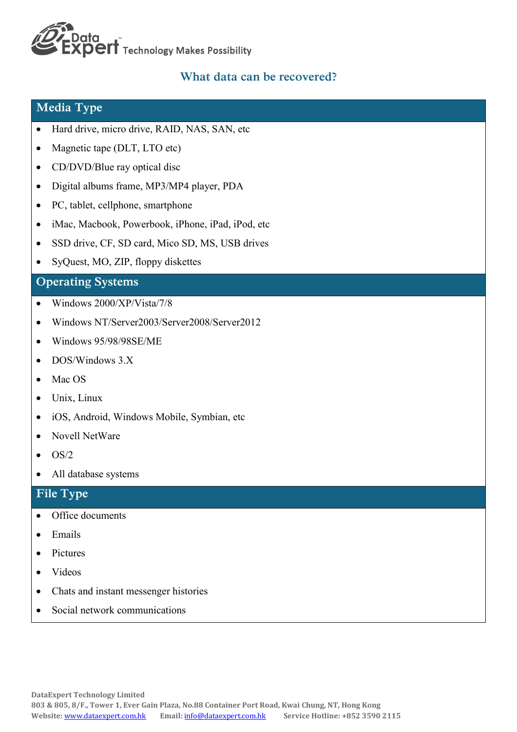# What data can be recovered?

## Media Type

- Hard drive, micro drive, RAID, NAS, SAN, etc
- Magnetic tape (DLT, LTO etc)
- CD/DVD/Blue ray optical disc
- Digital albums frame, MP3/MP4 player, PDA
- PC, tablet, cellphone, smartphone
- iMac, Macbook, Powerbook, iPhone, iPad, iPod, etc
- SSD drive, CF, SD card, Mico SD, MS, USB drives
- SyQuest, MO, ZIP, floppy diskettes

## Operating Systems

- Windows 2000/XP/Vista/7/8
- Windows NT/Server2003/Server2008/Server2012
- Windows 95/98/98SE/ME
- DOS/Windows 3.X
- Mac OS
- Unix, Linux
- iOS, Android, Windows Mobile, Symbian, etc
- Novell NetWare
- OS/2
- All database systems

## File Type

- Office documents
- Emails
- Pictures
- Videos
- Chats and instant messenger histories
- Social network communications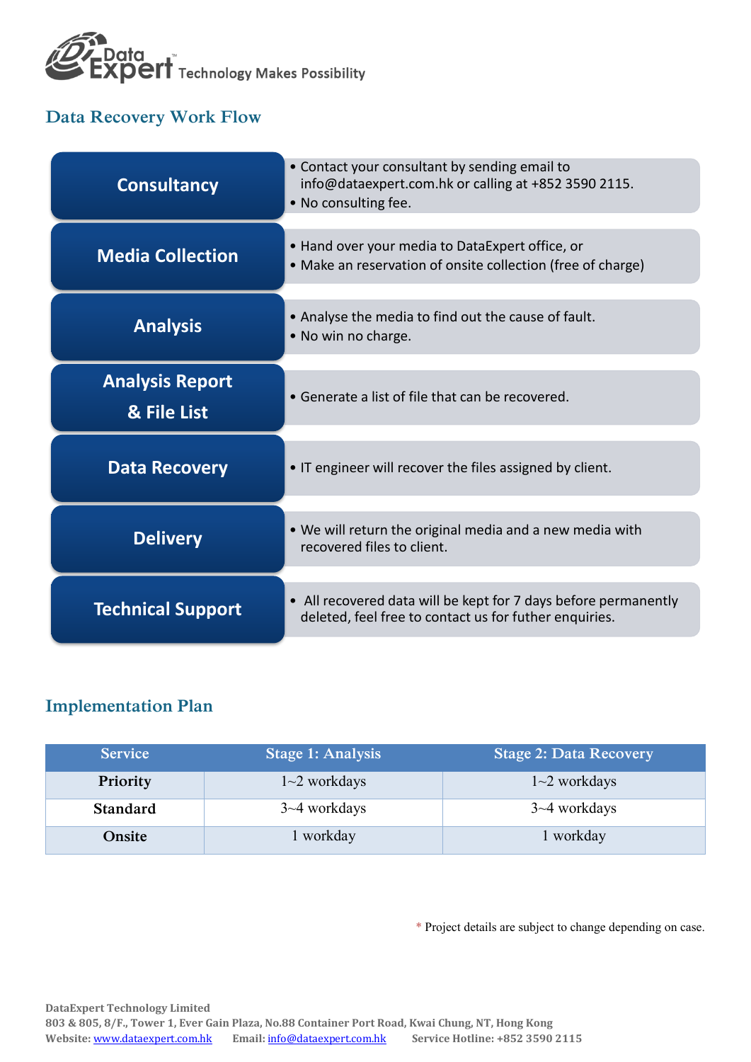DataExpert Technology Makes Possibility

## Data Recovery Work Flow

**Consultancy**
- Contact your consultant by sending email to info@dataexpert.com.hk or calling at +852 3590 2115.
- No consulting fee.

**Media Collection**
- Hand over your media to DataExpert office, or
- Make an reservation of onsite collection (free of charge)

**Analysis**
- Analyse the media to find out the cause of fault.
- No win no charge.

**Analysis Report & File List**
- Generate a list of file that can be recovered.

**Data Recovery**
- IT engineer will recover the files assigned by client.

**Delivery**
- We will return the original media and a new media with recovered files to client.

**Technical Support**
- All recovered data will be kept for 7 days before permanently deleted, feel free to contact us for futher enquiries.

## Implementation Plan

| Service | Stage 1: Analysis | Stage 2: Data Recovery |
|---|---|---|
| **Priority** | 1~2 workdays | 1~2 workdays |
| **Standard** | 3~4 workdays | 3~4 workdays |
| **Onsite** | 1 workday | 1 workday |

\* Project details are subject to change depending on case.

**DataExpert Technology Limited**
**803 & 805, 8/F., Tower 1, Ever Gain Plaza, No.88 Container Port Road, Kwai Chung, NT, Hong Kong**
**Website:** www.dataexpert.com.hk **Email:** info@dataexpert.com.hk **Service Hotline: +852 3590 2115**